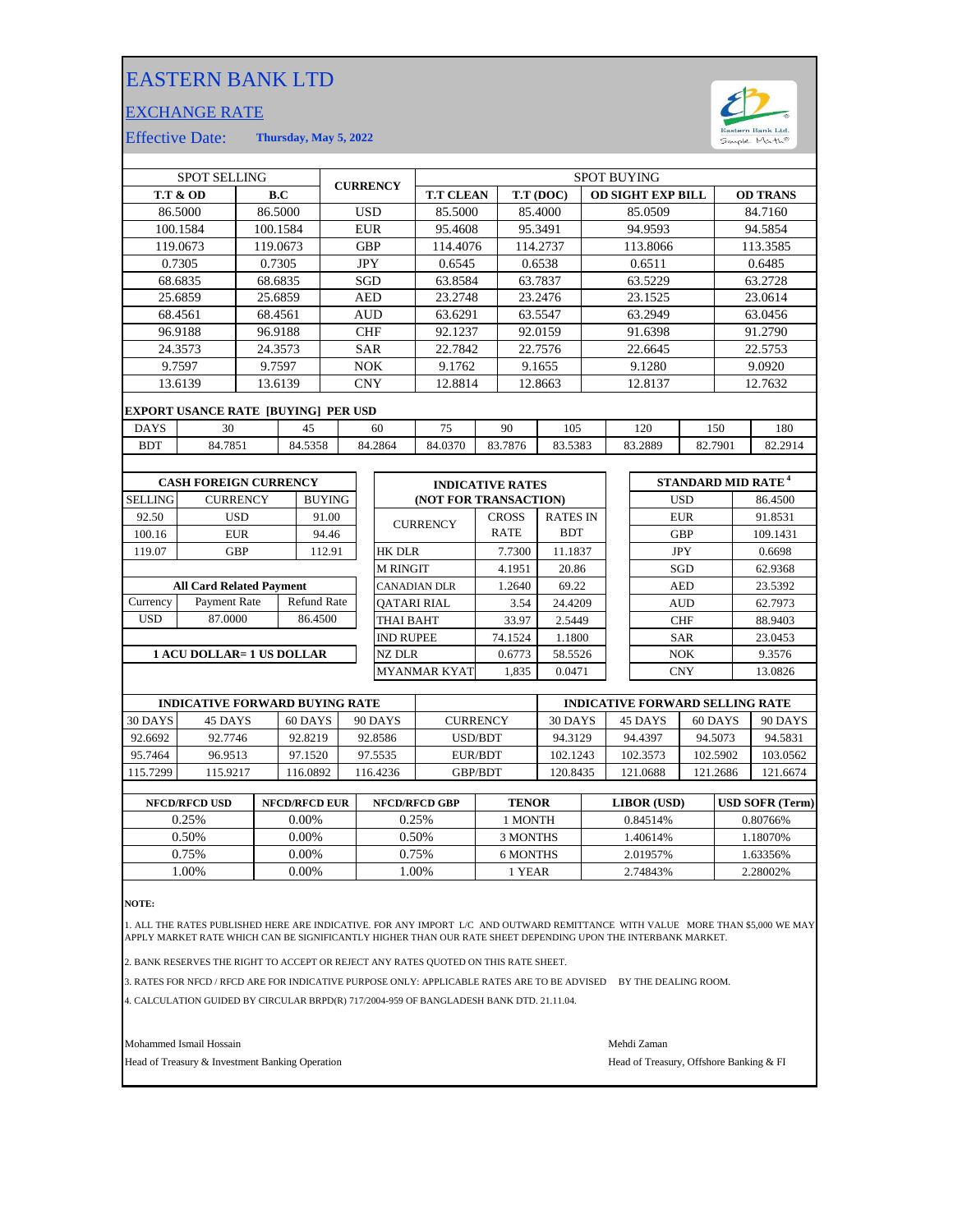# EASTERN BANK LTD

## EXCHANGE RATE

Effective Date: **Thursday, May 5, 2022**

| SPOT SELLING | | CURRENCY | SPOT BUYING | | | |
|---|---|---|---|---|---|---|
| **T.T & OD** | **B.C** | | **T.T CLEAN** | **T.T (DOC)** | **OD SIGHT EXP BILL** | **OD TRANS** |
| 86.5000 | 86.5000 | USD | 85.5000 | 85.4000 | 85.0509 | 84.7160 |
| 100.1584 | 100.1584 | EUR | 95.4608 | 95.3491 | 94.9593 | 94.5854 |
| 119.0673 | 119.0673 | GBP | 114.4076 | 114.2737 | 113.8066 | 113.3585 |
| 0.7305 | 0.7305 | JPY | 0.6545 | 0.6538 | 0.6511 | 0.6485 |
| 68.6835 | 68.6835 | SGD | 63.8584 | 63.7837 | 63.5229 | 63.2728 |
| 25.6859 | 25.6859 | AED | 23.2748 | 23.2476 | 23.1525 | 23.0614 |
| 68.4561 | 68.4561 | AUD | 63.6291 | 63.5547 | 63.2949 | 63.0456 |
| 96.9188 | 96.9188 | CHF | 92.1237 | 92.0159 | 91.6398 | 91.2790 |
| 24.3573 | 24.3573 | SAR | 22.7842 | 22.7576 | 22.6645 | 22.5753 |
| 9.7597 | 9.7597 | NOK | 9.1762 | 9.1655 | 9.1280 | 9.0920 |
| 13.6139 | 13.6139 | CNY | 12.8814 | 12.8663 | 12.8137 | 12.7632 |

**EXPORT USANCE RATE [BUYING] PER USD**

| DAYS | 30 | 45 | 60 | 75 | 90 | 105 | 120 | 150 | 180 |
|---|---|---|---|---|---|---|---|---|---|
| BDT | 84.7851 | 84.5358 | 84.2864 | 84.0370 | 83.7876 | 83.5383 | 83.2889 | 82.7901 | 82.2914 |

**CASH FOREIGN CURRENCY**

| SELLING | CURRENCY | BUYING |
|---|---|---|
| 92.50 | USD | 91.00 |
| 100.16 | EUR | 94.46 |
| 119.07 | GBP | 112.91 |

**All Card Related Payment**

| Currency | Payment Rate | Refund Rate |
|---|---|---|
| USD | 87.0000 | 86.4500 |

**1 ACU DOLLAR= 1 US DOLLAR**

**INDICATIVE RATES (NOT FOR TRANSACTION)**

| CURRENCY | CROSS RATE | RATES IN BDT |
|---|---|---|
| HK DLR | 7.7300 | 11.1837 |
| M RINGIT | 4.1951 | 20.86 |
| CANADIAN DLR | 1.2640 | 69.22 |
| QATARI RIAL | 3.54 | 24.4209 |
| THAI BAHT | 33.97 | 2.5449 |
| IND RUPEE | 74.1524 | 1.1800 |
| NZ DLR | 0.6773 | 58.5526 |
| MYANMAR KYAT | 1,835 | 0.0471 |

**STANDARD MID RATE [4]**

| Currency | Rate |
|---|---|
| USD | 86.4500 |
| EUR | 91.8531 |
| GBP | 109.1431 |
| JPY | 0.6698 |
| SGD | 62.9368 |
| AED | 23.5392 |
| AUD | 62.7973 |
| CHF | 88.9403 |
| SAR | 23.0453 |
| NOK | 9.3576 |
| CNY | 13.0826 |

| INDICATIVE FORWARD BUYING RATE | | | | CURRENCY | INDICATIVE FORWARD SELLING RATE | | | |
|---|---|---|---|---|---|---|---|---|
| 30 DAYS | 45 DAYS | 60 DAYS | 90 DAYS | | 30 DAYS | 45 DAYS | 60 DAYS | 90 DAYS |
| 92.6692 | 92.7746 | 92.8219 | 92.8586 | USD/BDT | 94.3129 | 94.4397 | 94.5073 | 94.5831 |
| 95.7464 | 96.9513 | 97.1520 | 97.5535 | EUR/BDT | 102.1243 | 102.3573 | 102.5902 | 103.0562 |
| 115.7299 | 115.9217 | 116.0892 | 116.4236 | GBP/BDT | 120.8435 | 121.0688 | 121.2686 | 121.6674 |

| NFCD/RFCD USD | NFCD/RFCD EUR | NFCD/RFCD GBP | TENOR | LIBOR (USD) | USD SOFR (Term) |
|---|---|---|---|---|---|
| 0.25% | 0.00% | 0.25% | 1 MONTH | 0.84514% | 0.80766% |
| 0.50% | 0.00% | 0.50% | 3 MONTHS | 1.40614% | 1.18070% |
| 0.75% | 0.00% | 0.75% | 6 MONTHS | 2.01957% | 1.63356% |
| 1.00% | 0.00% | 1.00% | 1 YEAR | 2.74843% | 2.28002% |

**NOTE:**

1. ALL THE RATES PUBLISHED HERE ARE INDICATIVE. FOR ANY IMPORT L/C AND OUTWARD REMITTANCE WITH VALUE MORE THAN $5,000 WE MAY APPLY MARKET RATE WHICH CAN BE SIGNIFICANTLY HIGHER THAN OUR RATE SHEET DEPENDING UPON THE INTERBANK MARKET.

2. BANK RESERVES THE RIGHT TO ACCEPT OR REJECT ANY RATES QUOTED ON THIS RATE SHEET.

3. RATES FOR NFCD / RFCD ARE FOR INDICATIVE PURPOSE ONLY: APPLICABLE RATES ARE TO BE ADVISED BY THE DEALING ROOM.

4. CALCULATION GUIDED BY CIRCULAR BRPD(R) 717/2004-959 OF BANGLADESH BANK DTD. 21.11.04.

Mohammed Ismail Hossain
Head of Treasury & Investment Banking Operation

Mehdi Zaman
Head of Treasury, Offshore Banking & FI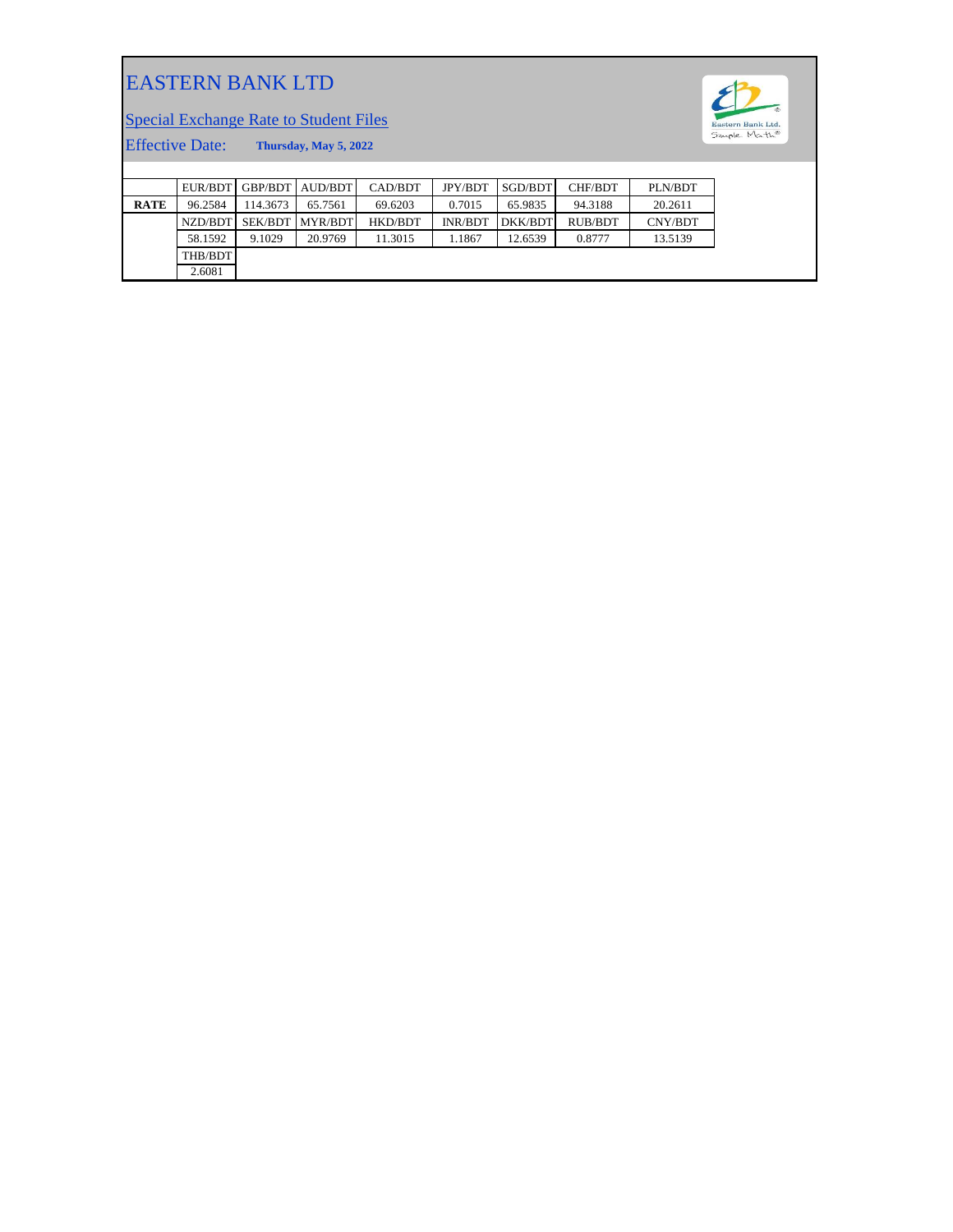# EASTERN BANK LTD

Special Exchange Rate to Student Files

Effective Date: **Thursday, May 5, 2022**

| | | | | | | | | |
|---|---|---|---|---|---|---|---|---|
| | EUR/BDT | GBP/BDT | AUD/BDT | CAD/BDT | JPY/BDT | SGD/BDT | CHF/BDT | PLN/BDT |
| **RATE** | 96.2584 | 114.3673 | 65.7561 | 69.6203 | 0.7015 | 65.9835 | 94.3188 | 20.2611 |
| | NZD/BDT | SEK/BDT | MYR/BDT | HKD/BDT | INR/BDT | DKK/BDT | RUB/BDT | CNY/BDT |
| | 58.1592 | 9.1029 | 20.9769 | 11.3015 | 1.1867 | 12.6539 | 0.8777 | 13.5139 |
| | THB/BDT | | | | | | | |
| | 2.6081 | | | | | | | |